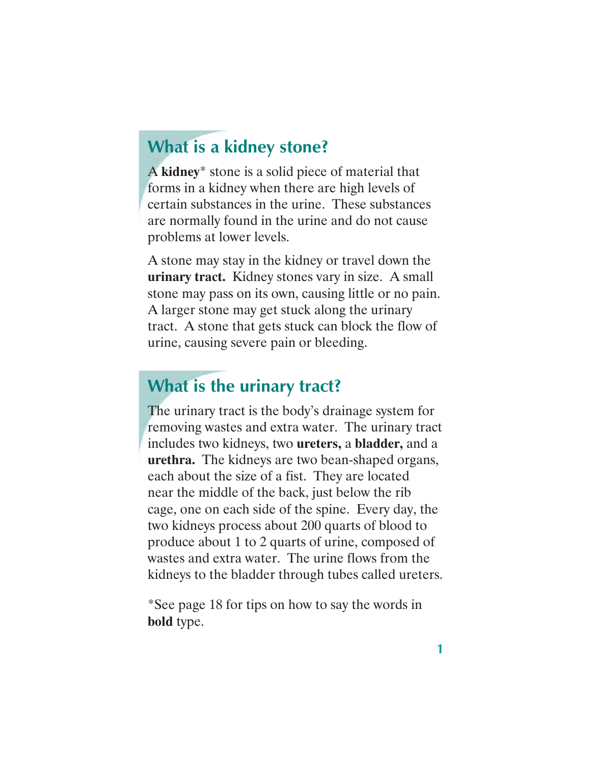## What is a kidney stone?

A **kidney*** stone is a solid piece of material that forms in a kidney when there are high levels of certain substances in the urine. These substances are normally found in the urine and do not cause problems at lower levels.

A stone may stay in the kidney or travel down the **urinary tract.** Kidney stones vary in size. A small stone may pass on its own, causing little or no pain. A larger stone may get stuck along the urinary tract. A stone that gets stuck can block the flow of urine, causing severe pain or bleeding.

## What is the urinary tract?

The urinary tract is the body's drainage system for removing wastes and extra water. The urinary tract includes two kidneys, two **ureters,** a **bladder,** and a **urethra.** The kidneys are two bean-shaped organs, each about the size of a fist. They are located near the middle of the back, just below the rib cage, one on each side of the spine. Every day, the two kidneys process about 200 quarts of blood to produce about 1 to 2 quarts of urine, composed of wastes and extra water. The urine flows from the kidneys to the bladder through tubes called ureters.

*See page 18 for tips on how to say the words in **bold** type.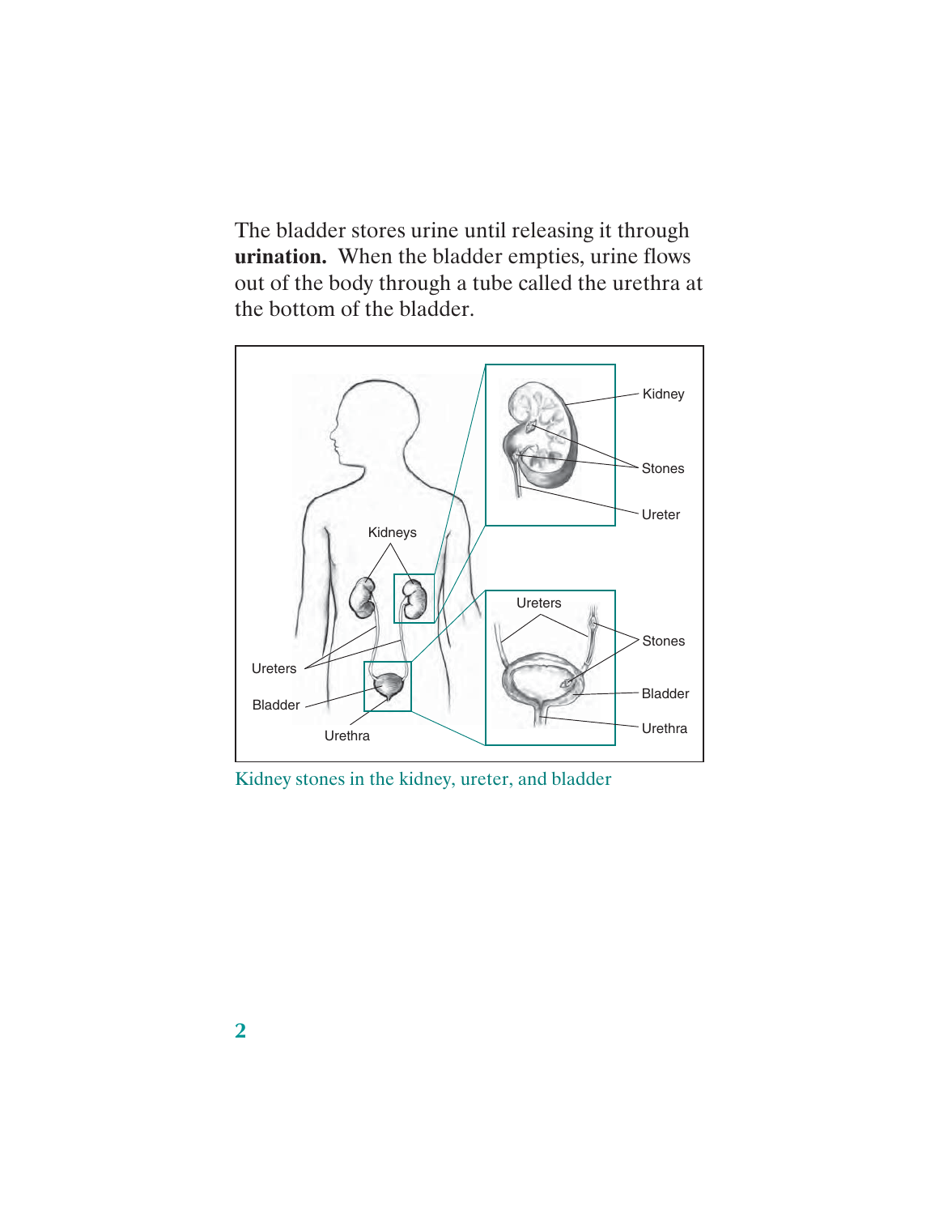The bladder stores urine until releasing it through **urination.** When the bladder empties, urine flows out of the body through a tube called the urethra at the bottom of the bladder.

Kidney stones in the kidney, ureter, and bladder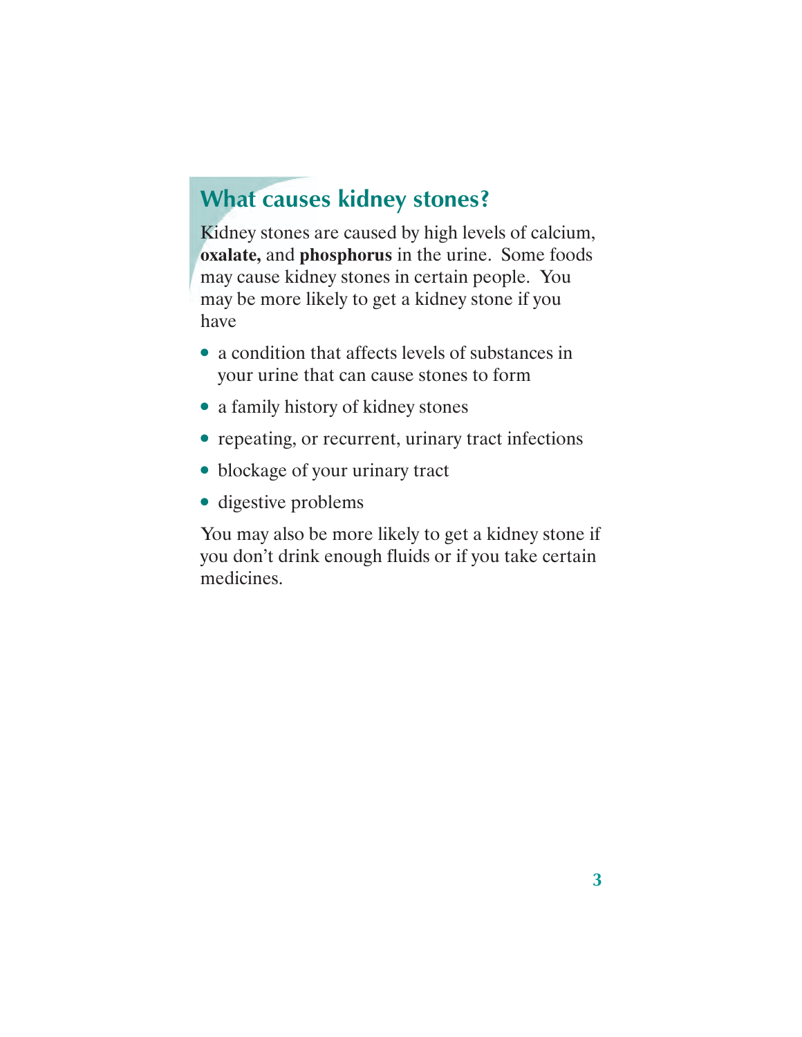## What causes kidney stones?

Kidney stones are caused by high levels of calcium, **oxalate,** and **phosphorus** in the urine. Some foods may cause kidney stones in certain people. You may be more likely to get a kidney stone if you have

- a condition that affects levels of substances in your urine that can cause stones to form
- a family history of kidney stones
- repeating, or recurrent, urinary tract infections
- blockage of your urinary tract
- digestive problems

You may also be more likely to get a kidney stone if you don't drink enough fluids or if you take certain medicines.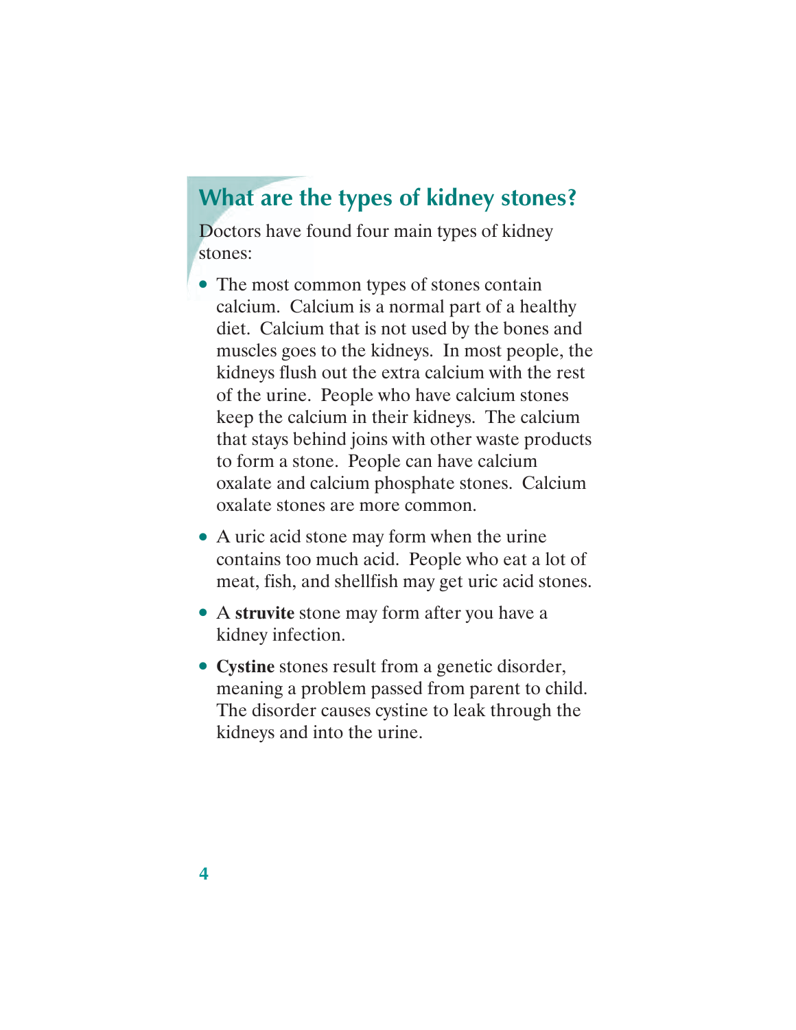## What are the types of kidney stones?

Doctors have found four main types of kidney stones:

- The most common types of stones contain calcium. Calcium is a normal part of a healthy diet. Calcium that is not used by the bones and muscles goes to the kidneys. In most people, the kidneys flush out the extra calcium with the rest of the urine. People who have calcium stones keep the calcium in their kidneys. The calcium that stays behind joins with other waste products to form a stone. People can have calcium oxalate and calcium phosphate stones. Calcium oxalate stones are more common.
- A uric acid stone may form when the urine contains too much acid. People who eat a lot of meat, fish, and shellfish may get uric acid stones.
- A **struvite** stone may form after you have a kidney infection.
- **Cystine** stones result from a genetic disorder, meaning a problem passed from parent to child. The disorder causes cystine to leak through the kidneys and into the urine.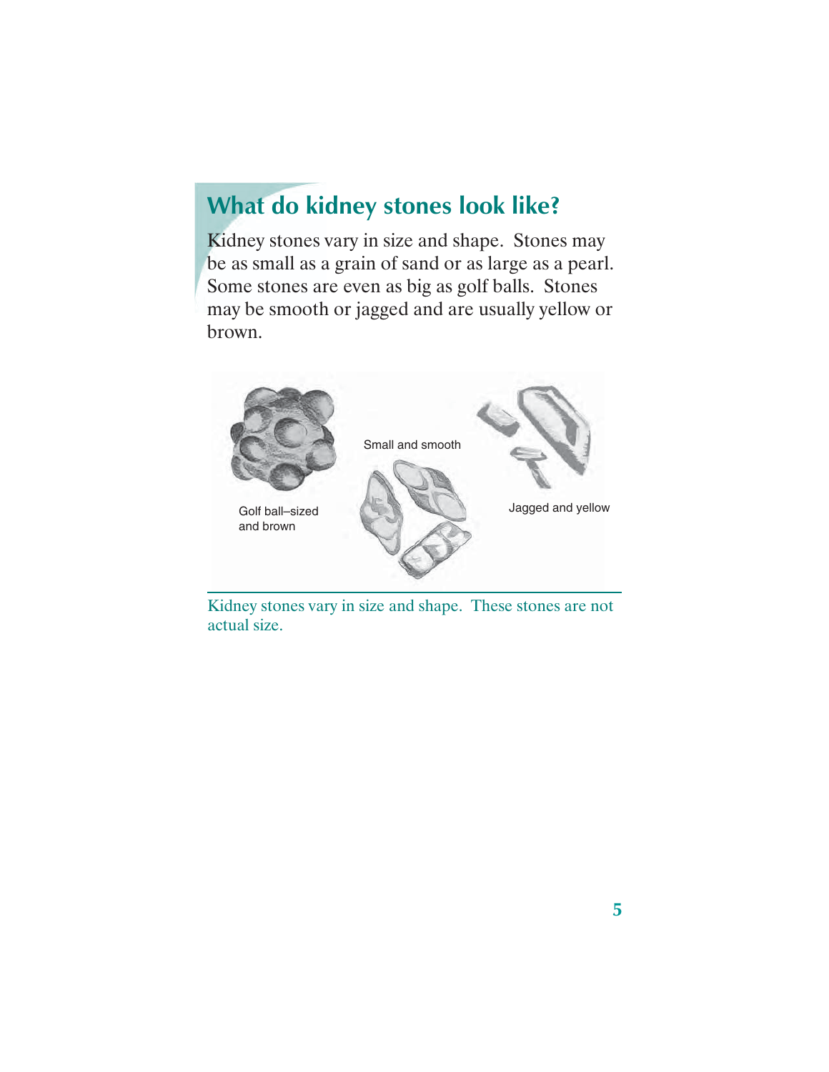## What do kidney stones look like?

Kidney stones vary in size and shape. Stones may be as small as a grain of sand or as large as a pearl. Some stones are even as big as golf balls. Stones may be smooth or jagged and are usually yellow or brown.

Golf ball–sized and brown

Small and smooth

Jagged and yellow

Kidney stones vary in size and shape. These stones are not actual size.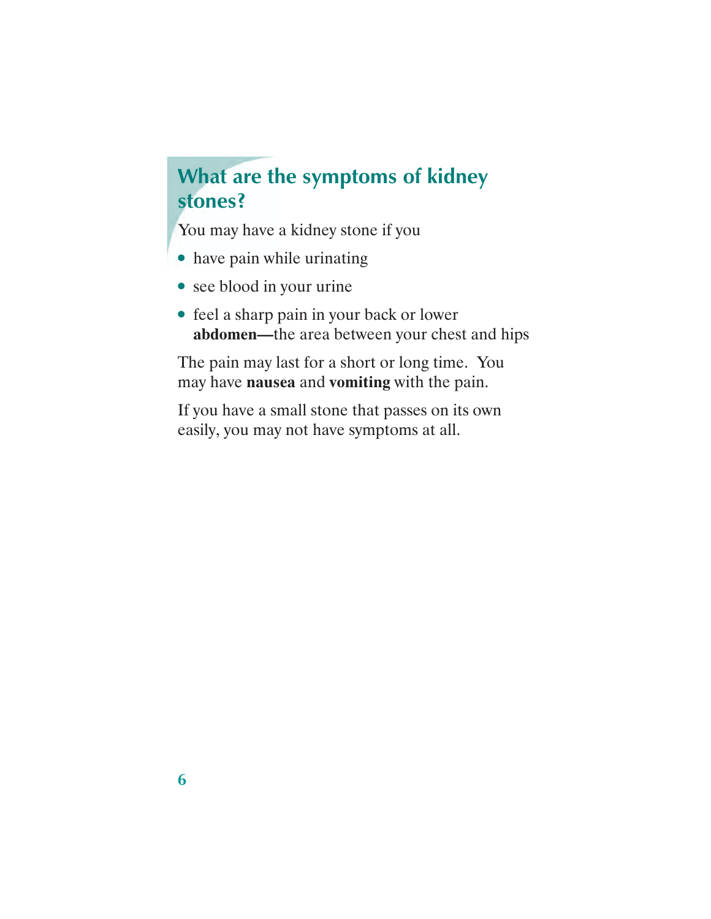## What are the symptoms of kidney stones?

You may have a kidney stone if you

- have pain while urinating
- see blood in your urine
- feel a sharp pain in your back or lower **abdomen—**the area between your chest and hips

The pain may last for a short or long time. You may have **nausea** and **vomiting** with the pain.

If you have a small stone that passes on its own easily, you may not have symptoms at all.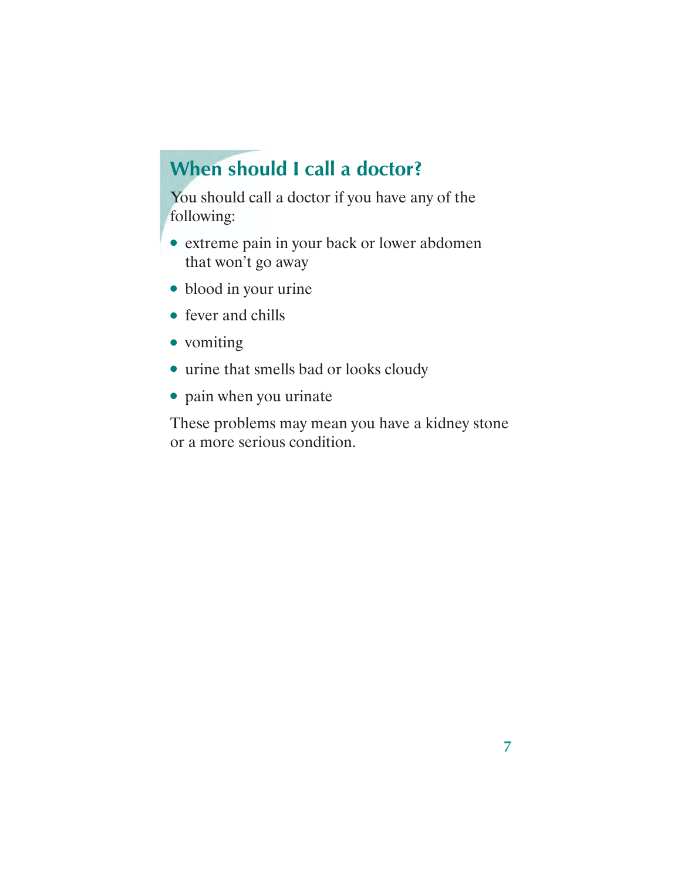## When should I call a doctor?

You should call a doctor if you have any of the following:

- extreme pain in your back or lower abdomen that won't go away
- blood in your urine
- fever and chills
- vomiting
- urine that smells bad or looks cloudy
- pain when you urinate

These problems may mean you have a kidney stone or a more serious condition.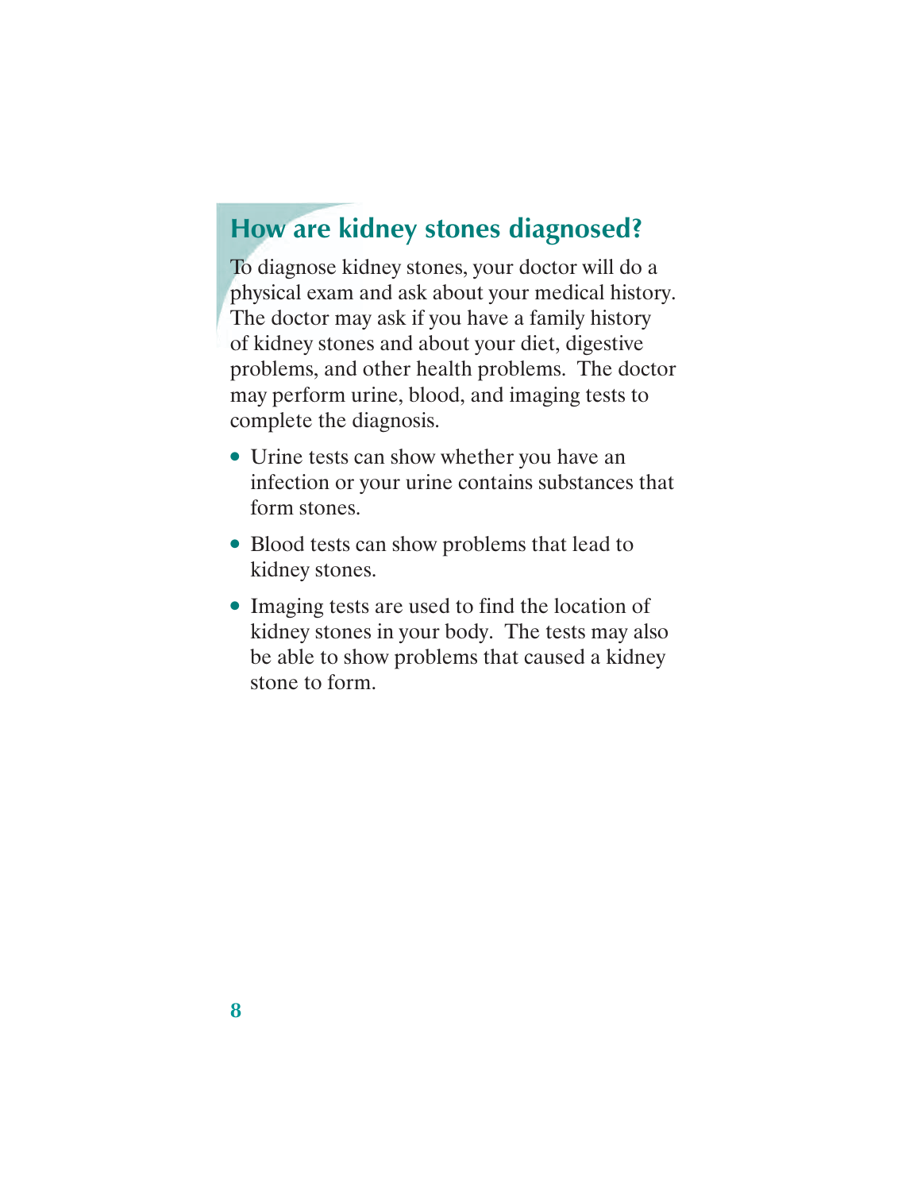## How are kidney stones diagnosed?

To diagnose kidney stones, your doctor will do a physical exam and ask about your medical history. The doctor may ask if you have a family history of kidney stones and about your diet, digestive problems, and other health problems. The doctor may perform urine, blood, and imaging tests to complete the diagnosis.

- Urine tests can show whether you have an infection or your urine contains substances that form stones.
- Blood tests can show problems that lead to kidney stones.
- Imaging tests are used to find the location of kidney stones in your body. The tests may also be able to show problems that caused a kidney stone to form.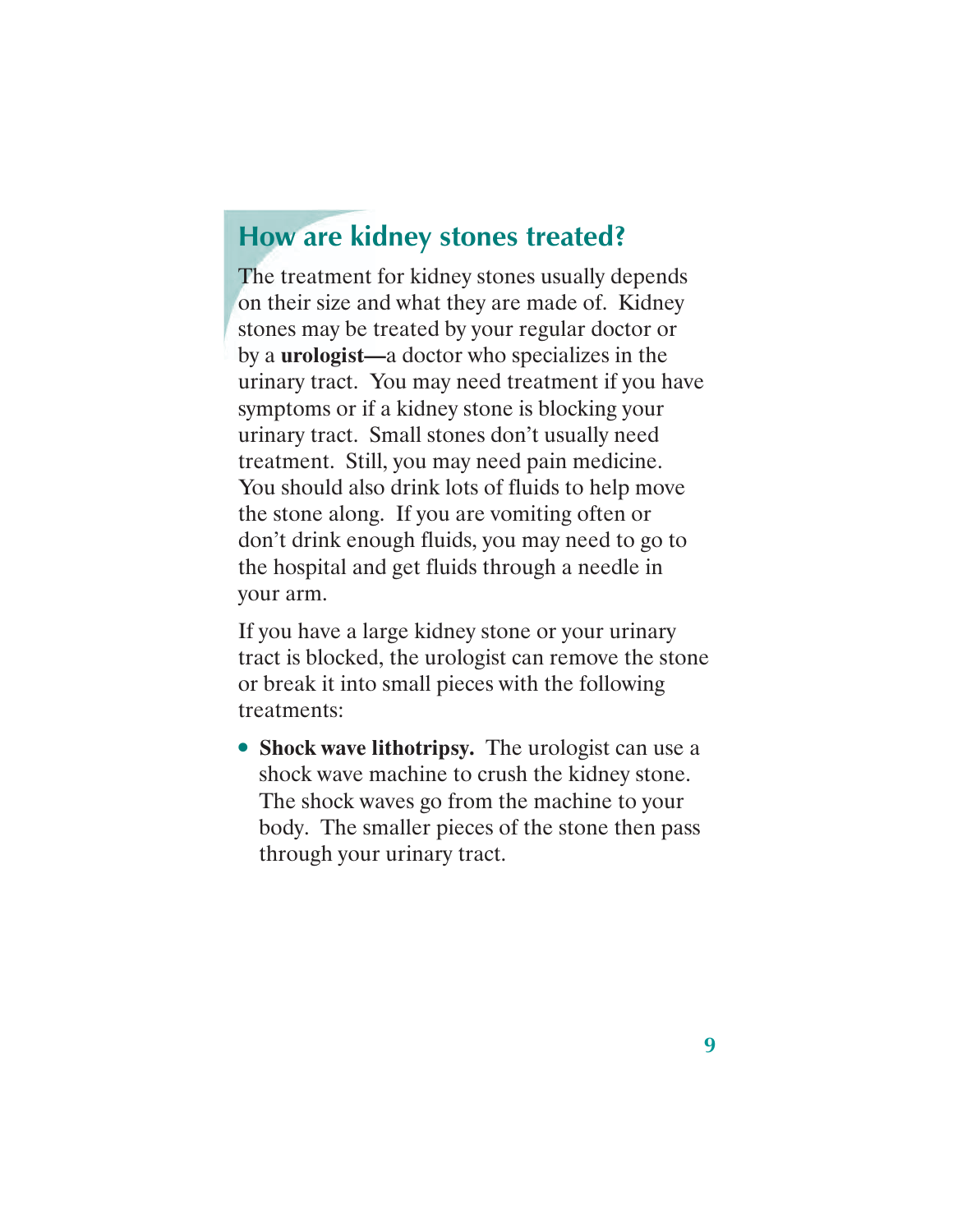## How are kidney stones treated?

The treatment for kidney stones usually depends on their size and what they are made of. Kidney stones may be treated by your regular doctor or by a **urologist—**a doctor who specializes in the urinary tract. You may need treatment if you have symptoms or if a kidney stone is blocking your urinary tract. Small stones don't usually need treatment. Still, you may need pain medicine. You should also drink lots of fluids to help move the stone along. If you are vomiting often or don't drink enough fluids, you may need to go to the hospital and get fluids through a needle in your arm.

If you have a large kidney stone or your urinary tract is blocked, the urologist can remove the stone or break it into small pieces with the following treatments:

- **Shock wave lithotripsy.** The urologist can use a shock wave machine to crush the kidney stone. The shock waves go from the machine to your body. The smaller pieces of the stone then pass through your urinary tract.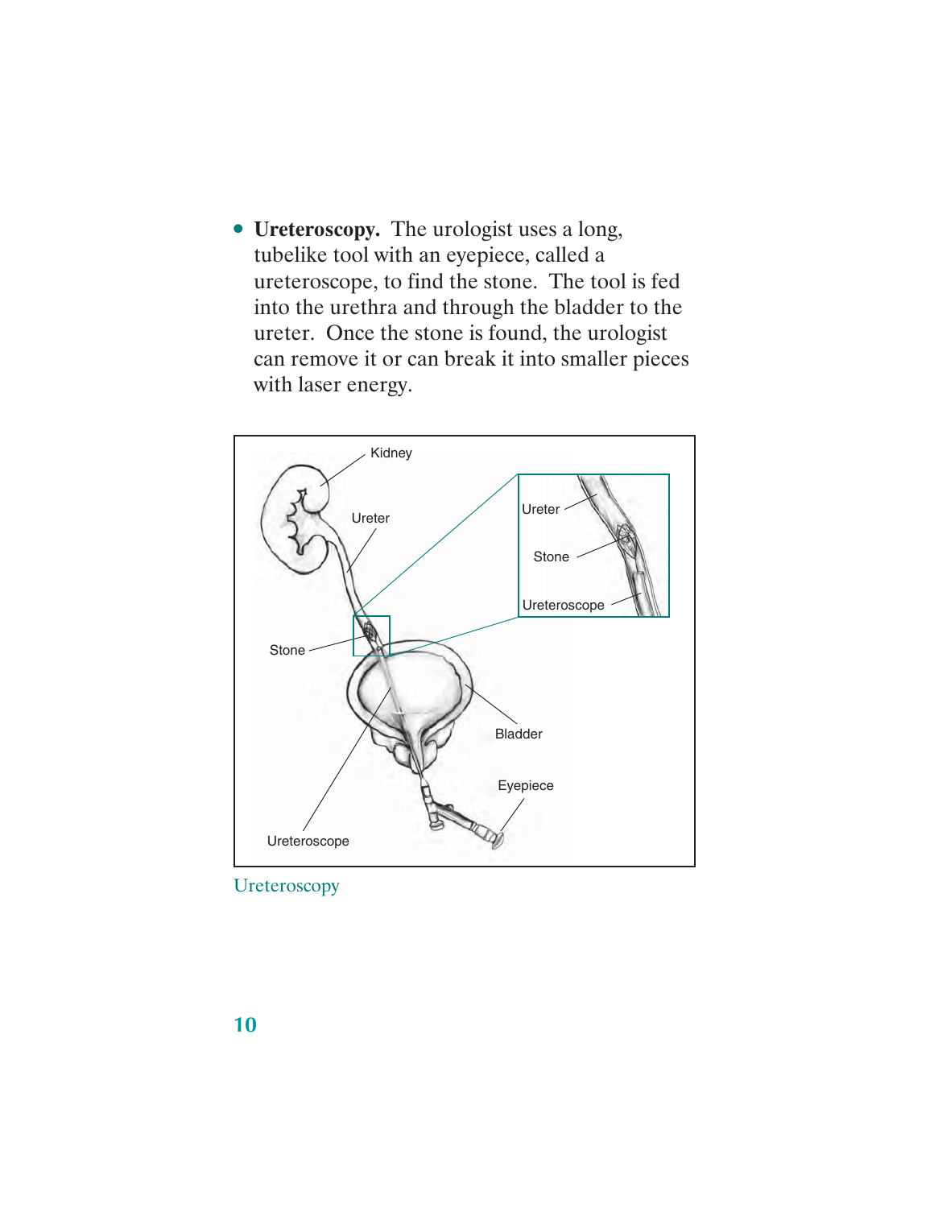- **Ureteroscopy.** The urologist uses a long, tubelike tool with an eyepiece, called a ureteroscope, to find the stone. The tool is fed into the urethra and through the bladder to the ureter. Once the stone is found, the urologist can remove it or can break it into smaller pieces with laser energy.

Kidney

Ureter

Stone

Bladder

Eyepiece

Ureteroscope

Ureter

Stone

Ureteroscope

Ureteroscopy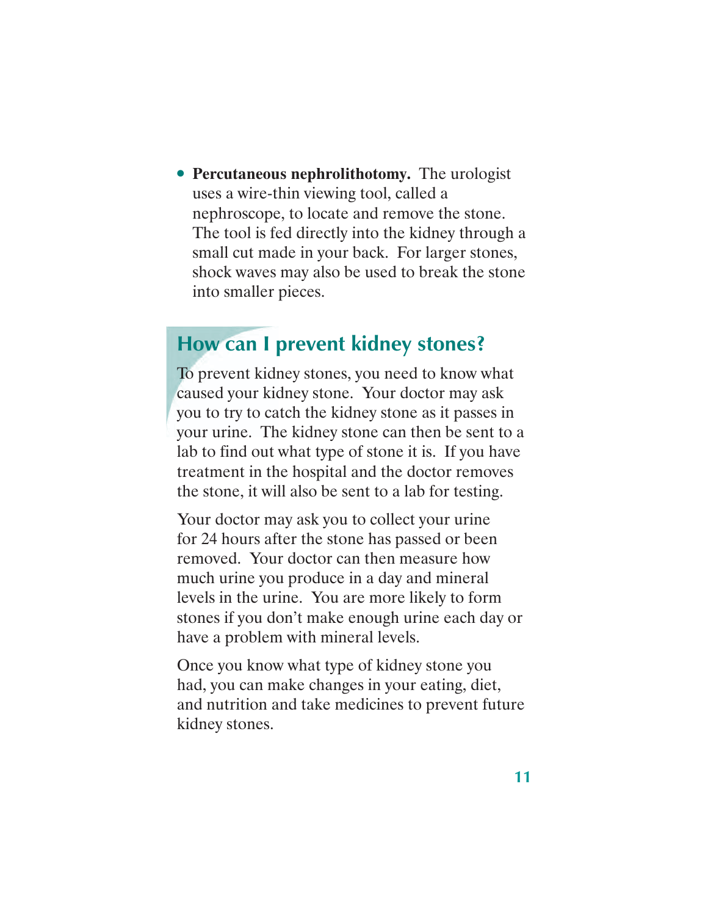- **Percutaneous nephrolithotomy.** The urologist uses a wire-thin viewing tool, called a nephroscope, to locate and remove the stone. The tool is fed directly into the kidney through a small cut made in your back. For larger stones, shock waves may also be used to break the stone into smaller pieces.

## How can I prevent kidney stones?

To prevent kidney stones, you need to know what caused your kidney stone. Your doctor may ask you to try to catch the kidney stone as it passes in your urine. The kidney stone can then be sent to a lab to find out what type of stone it is. If you have treatment in the hospital and the doctor removes the stone, it will also be sent to a lab for testing.

Your doctor may ask you to collect your urine for 24 hours after the stone has passed or been removed. Your doctor can then measure how much urine you produce in a day and mineral levels in the urine. You are more likely to form stones if you don't make enough urine each day or have a problem with mineral levels.

Once you know what type of kidney stone you had, you can make changes in your eating, diet, and nutrition and take medicines to prevent future kidney stones.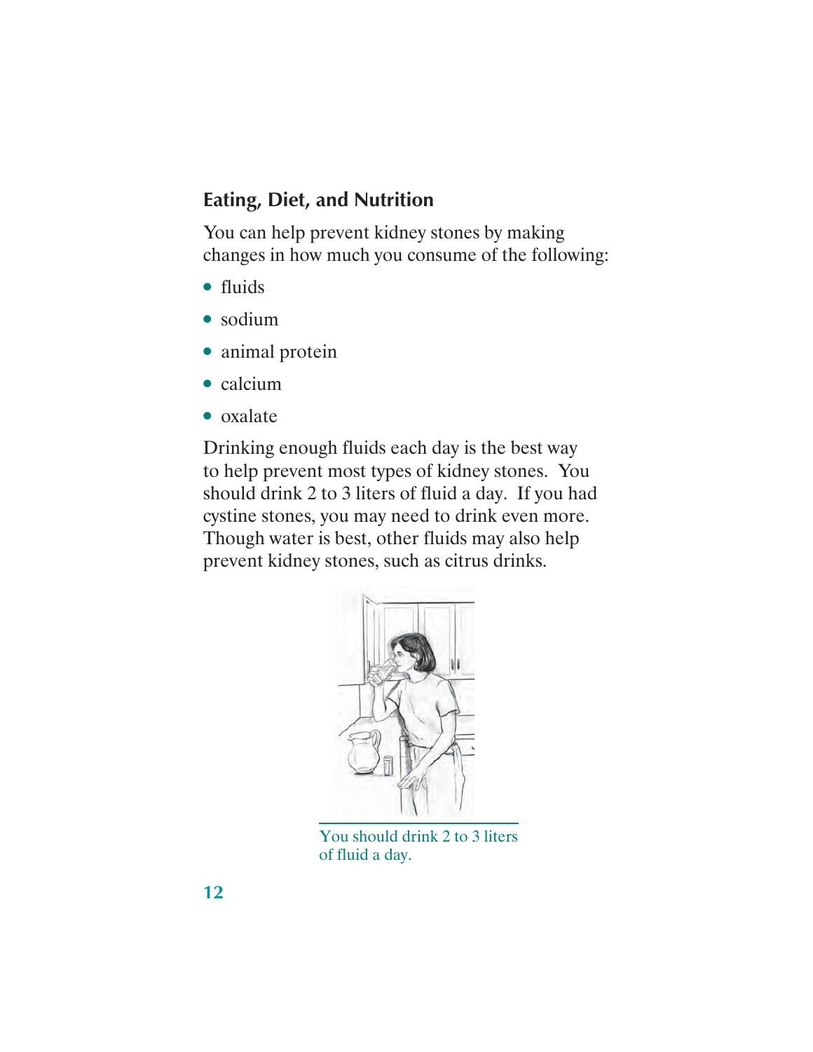## Eating, Diet, and Nutrition

You can help prevent kidney stones by making changes in how much you consume of the following:

- fluids
- sodium
- animal protein
- calcium
- oxalate

Drinking enough fluids each day is the best way to help prevent most types of kidney stones. You should drink 2 to 3 liters of fluid a day. If you had cystine stones, you may need to drink even more. Though water is best, other fluids may also help prevent kidney stones, such as citrus drinks.

You should drink 2 to 3 liters of fluid a day.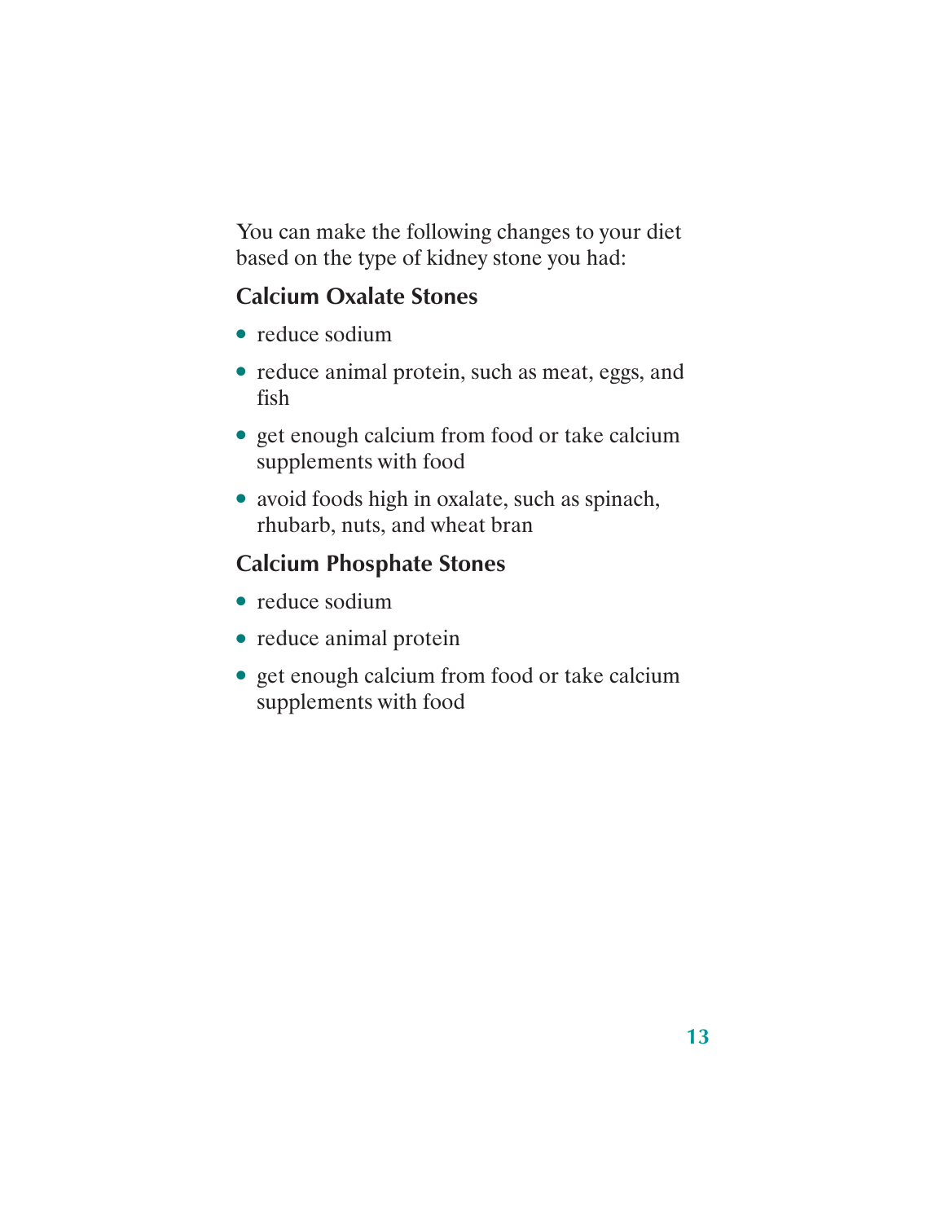You can make the following changes to your diet based on the type of kidney stone you had:

### Calcium Oxalate Stones

- reduce sodium
- reduce animal protein, such as meat, eggs, and fish
- get enough calcium from food or take calcium supplements with food
- avoid foods high in oxalate, such as spinach, rhubarb, nuts, and wheat bran

### Calcium Phosphate Stones

- reduce sodium
- reduce animal protein
- get enough calcium from food or take calcium supplements with food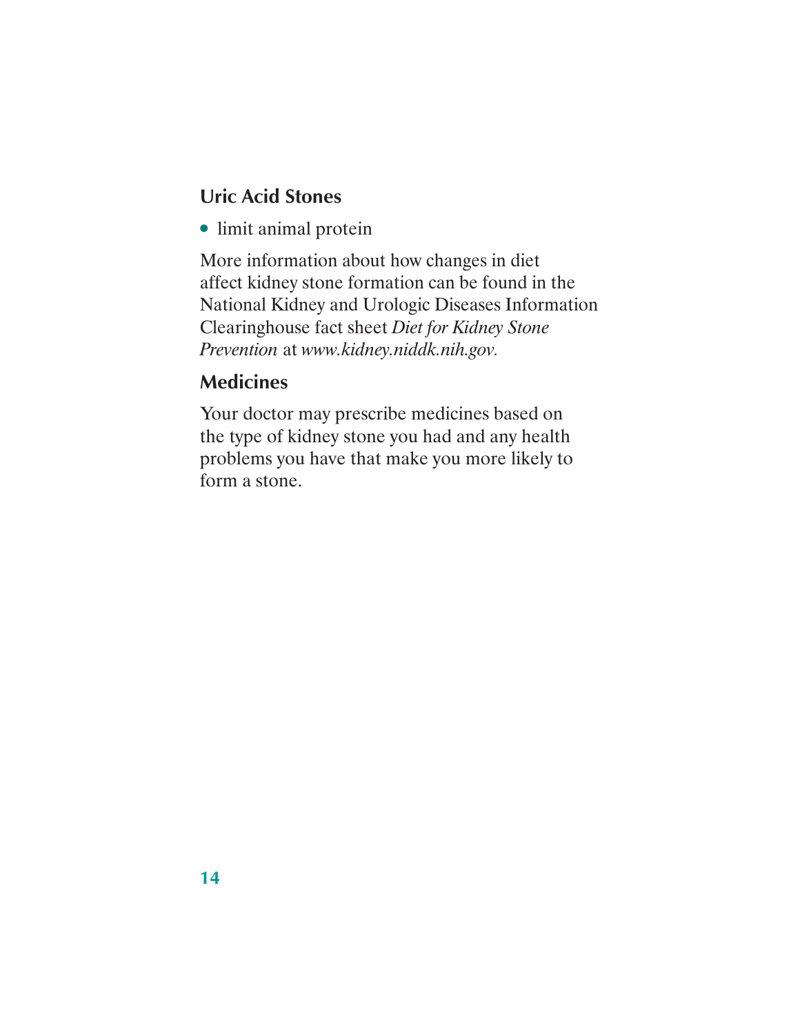### Uric Acid Stones

- limit animal protein

More information about how changes in diet affect kidney stone formation can be found in the National Kidney and Urologic Diseases Information Clearinghouse fact sheet *Diet for Kidney Stone Prevention* at *www.kidney.niddk.nih.gov.*

### Medicines

Your doctor may prescribe medicines based on the type of kidney stone you had and any health problems you have that make you more likely to form a stone.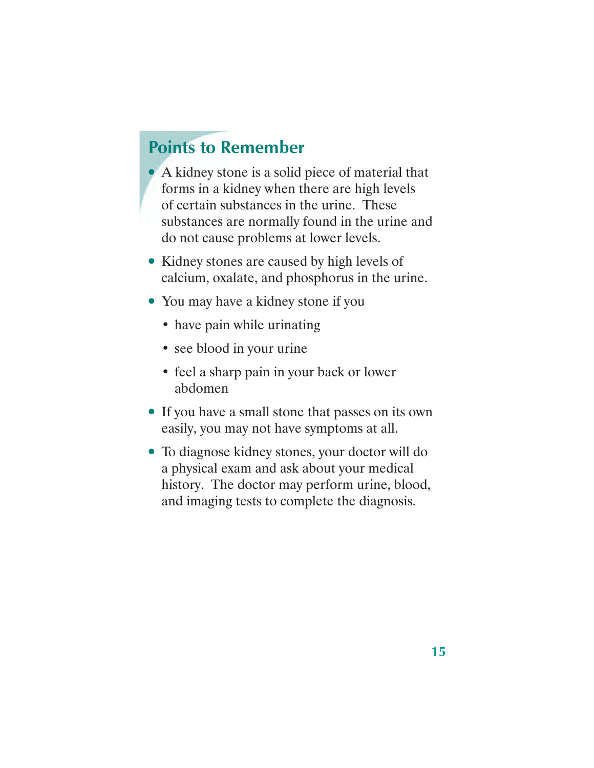## Points to Remember

- A kidney stone is a solid piece of material that forms in a kidney when there are high levels of certain substances in the urine. These substances are normally found in the urine and do not cause problems at lower levels.
- Kidney stones are caused by high levels of calcium, oxalate, and phosphorus in the urine.
- You may have a kidney stone if you
  - have pain while urinating
  - see blood in your urine
  - feel a sharp pain in your back or lower abdomen
- If you have a small stone that passes on its own easily, you may not have symptoms at all.
- To diagnose kidney stones, your doctor will do a physical exam and ask about your medical history. The doctor may perform urine, blood, and imaging tests to complete the diagnosis.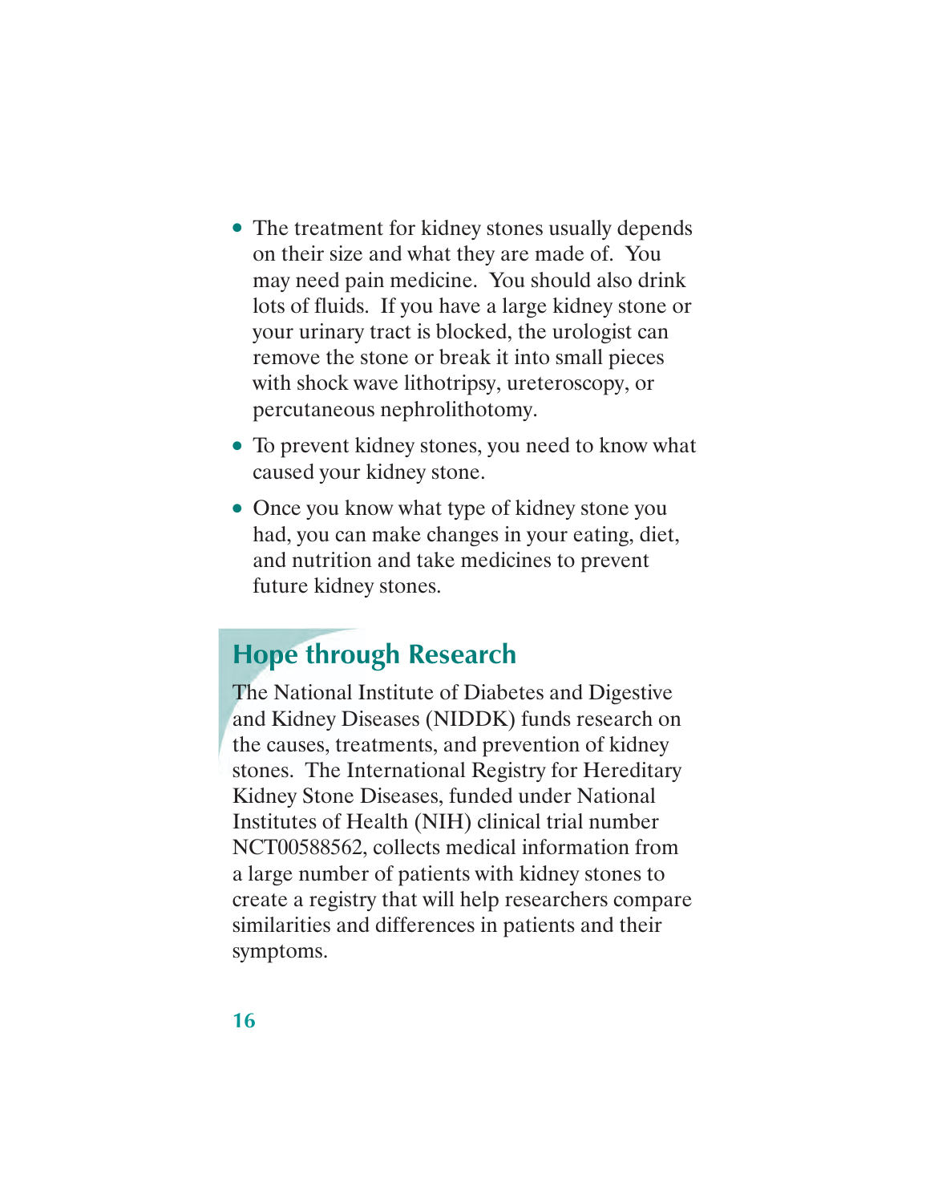- The treatment for kidney stones usually depends on their size and what they are made of. You may need pain medicine. You should also drink lots of fluids. If you have a large kidney stone or your urinary tract is blocked, the urologist can remove the stone or break it into small pieces with shock wave lithotripsy, ureteroscopy, or percutaneous nephrolithotomy.
- To prevent kidney stones, you need to know what caused your kidney stone.
- Once you know what type of kidney stone you had, you can make changes in your eating, diet, and nutrition and take medicines to prevent future kidney stones.

## Hope through Research

The National Institute of Diabetes and Digestive and Kidney Diseases (NIDDK) funds research on the causes, treatments, and prevention of kidney stones. The International Registry for Hereditary Kidney Stone Diseases, funded under National Institutes of Health (NIH) clinical trial number NCT00588562, collects medical information from a large number of patients with kidney stones to create a registry that will help researchers compare similarities and differences in patients and their symptoms.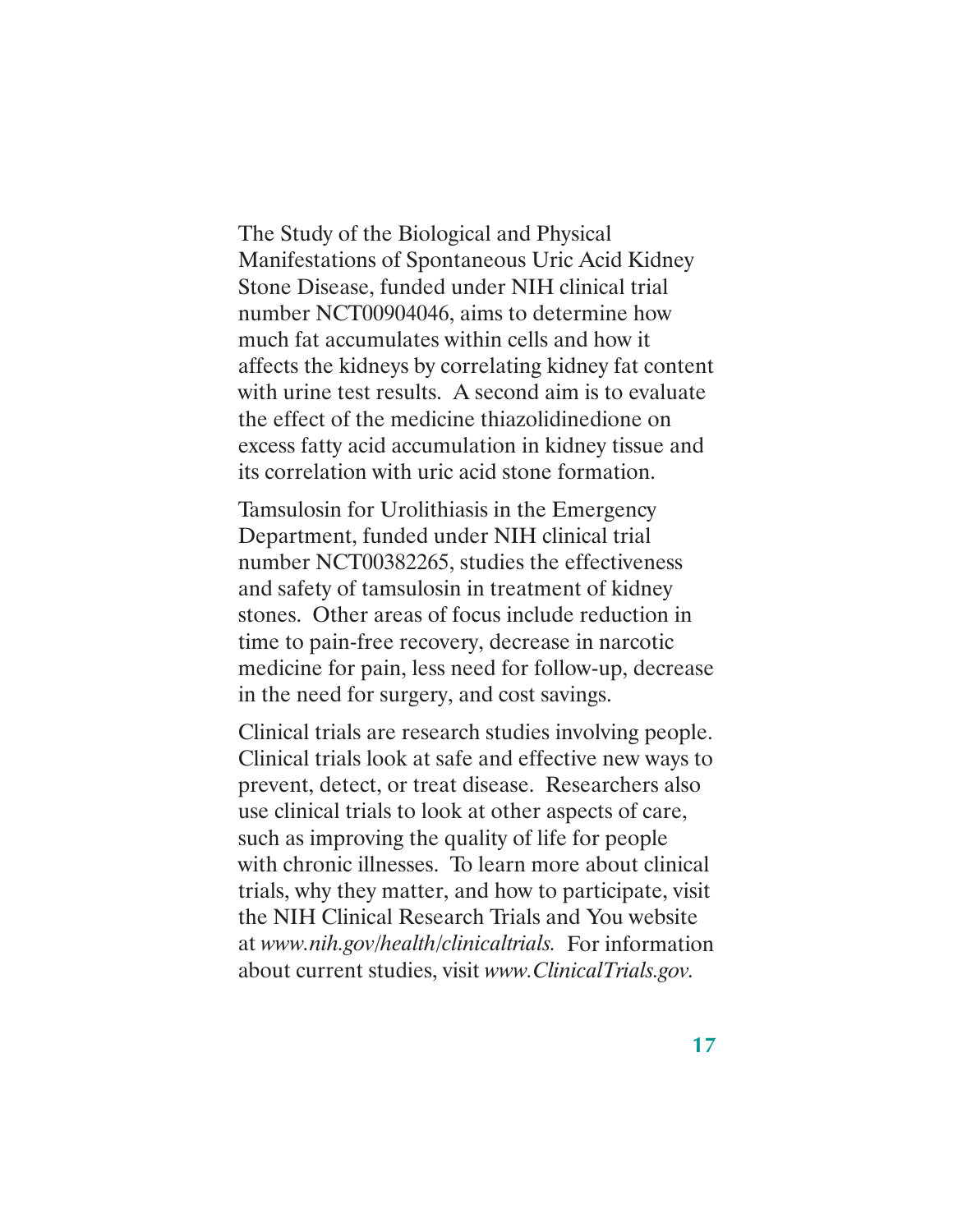The Study of the Biological and Physical Manifestations of Spontaneous Uric Acid Kidney Stone Disease, funded under NIH clinical trial number NCT00904046, aims to determine how much fat accumulates within cells and how it affects the kidneys by correlating kidney fat content with urine test results. A second aim is to evaluate the effect of the medicine thiazolidinedione on excess fatty acid accumulation in kidney tissue and its correlation with uric acid stone formation.

Tamsulosin for Urolithiasis in the Emergency Department, funded under NIH clinical trial number NCT00382265, studies the effectiveness and safety of tamsulosin in treatment of kidney stones. Other areas of focus include reduction in time to pain-free recovery, decrease in narcotic medicine for pain, less need for follow-up, decrease in the need for surgery, and cost savings.

Clinical trials are research studies involving people. Clinical trials look at safe and effective new ways to prevent, detect, or treat disease. Researchers also use clinical trials to look at other aspects of care, such as improving the quality of life for people with chronic illnesses. To learn more about clinical trials, why they matter, and how to participate, visit the NIH Clinical Research Trials and You website at *www.nih.gov/health/clinicaltrials.* For information about current studies, visit *www.ClinicalTrials.gov.*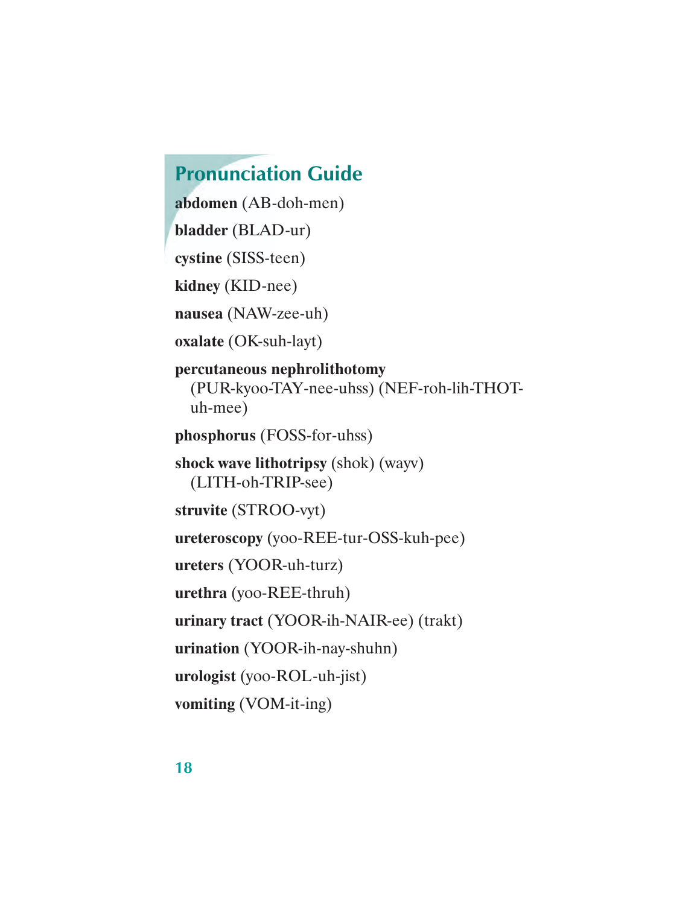## Pronunciation Guide

**abdomen** (AB-doh-men)

**bladder** (BLAD-ur)

**cystine** (SISS-teen)

**kidney** (KID-nee)

**nausea** (NAW-zee-uh)

**oxalate** (OK-suh-layt)

**percutaneous nephrolithotomy** (PUR-kyoo-TAY-nee-uhss) (NEF-roh-lih-THOT-uh-mee)

**phosphorus** (FOSS-for-uhss)

**shock wave lithotripsy** (shok) (wayv) (LITH-oh-TRIP-see)

**struvite** (STROO-vyt)

**ureteroscopy** (yoo-REE-tur-OSS-kuh-pee)

**ureters** (YOOR-uh-turz)

**urethra** (yoo-REE-thruh)

**urinary tract** (YOOR-ih-NAIR-ee) (trakt)

**urination** (YOOR-ih-nay-shuhn)

**urologist** (yoo-ROL-uh-jist)

**vomiting** (VOM-it-ing)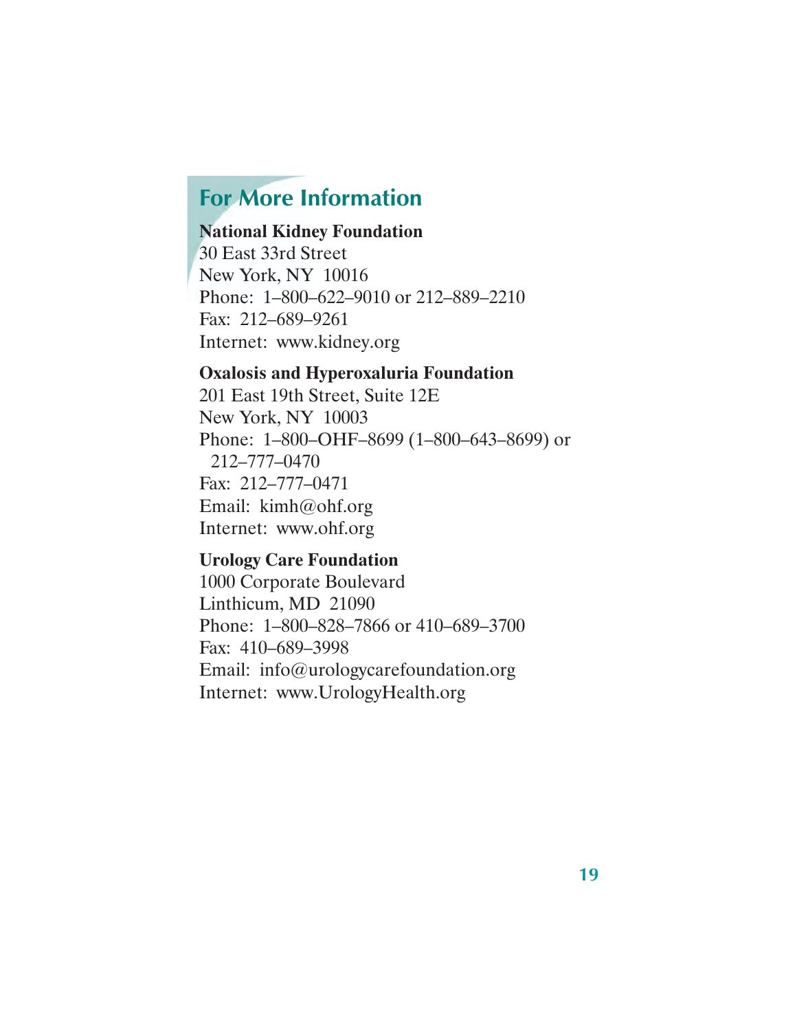## For More Information

**National Kidney Foundation**
30 East 33rd Street
New York, NY 10016
Phone: 1–800–622–9010 or 212–889–2210
Fax: 212–689–9261
Internet: www.kidney.org

**Oxalosis and Hyperoxaluria Foundation**
201 East 19th Street, Suite 12E
New York, NY 10003
Phone: 1–800–OHF–8699 (1–800–643–8699) or 212–777–0470
Fax: 212–777–0471
Email: kimh@ohf.org
Internet: www.ohf.org

**Urology Care Foundation**
1000 Corporate Boulevard
Linthicum, MD 21090
Phone: 1–800–828–7866 or 410–689–3700
Fax: 410–689–3998
Email: info@urologycarefoundation.org
Internet: www.UrologyHealth.org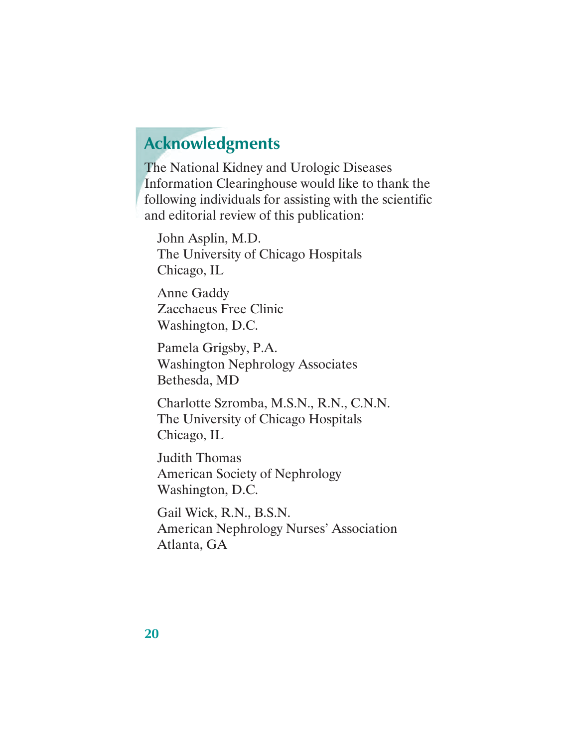## Acknowledgments

The National Kidney and Urologic Diseases Information Clearinghouse would like to thank the following individuals for assisting with the scientific and editorial review of this publication:

John Asplin, M.D.
The University of Chicago Hospitals
Chicago, IL

Anne Gaddy
Zacchaeus Free Clinic
Washington, D.C.

Pamela Grigsby, P.A.
Washington Nephrology Associates
Bethesda, MD

Charlotte Szromba, M.S.N., R.N., C.N.N.
The University of Chicago Hospitals
Chicago, IL

Judith Thomas
American Society of Nephrology
Washington, D.C.

Gail Wick, R.N., B.S.N.
American Nephrology Nurses' Association
Atlanta, GA